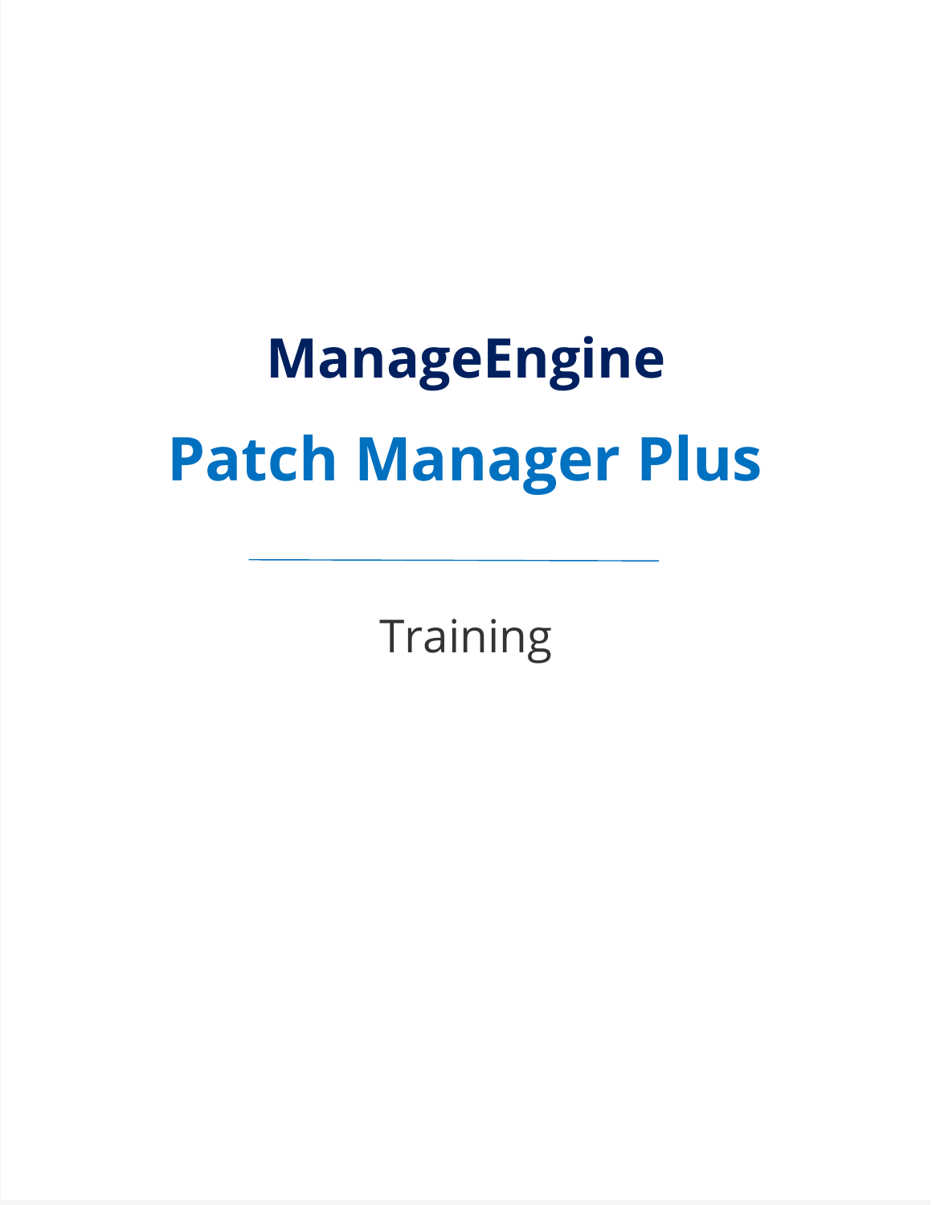# ManageEngine

# Patch Manager Plus

---

Training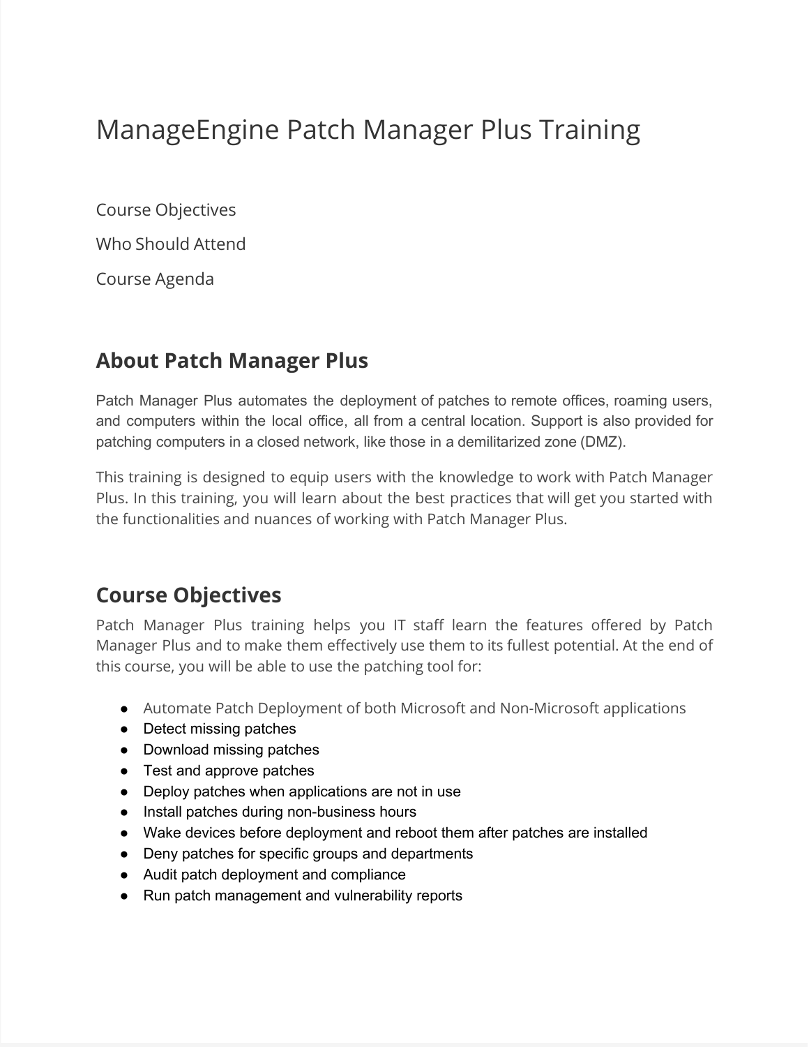# ManageEngine Patch Manager Plus Training

Course Objectives

Who Should Attend

Course Agenda

## About Patch Manager Plus

Patch Manager Plus automates the deployment of patches to remote offices, roaming users, and computers within the local office, all from a central location. Support is also provided for patching computers in a closed network, like those in a demilitarized zone (DMZ).

This training is designed to equip users with the knowledge to work with Patch Manager Plus. In this training, you will learn about the best practices that will get you started with the functionalities and nuances of working with Patch Manager Plus.

## Course Objectives

Patch Manager Plus training helps you IT staff learn the features offered by Patch Manager Plus and to make them effectively use them to its fullest potential. At the end of this course, you will be able to use the patching tool for:

- Automate Patch Deployment of both Microsoft and Non-Microsoft applications
- Detect missing patches
- Download missing patches
- Test and approve patches
- Deploy patches when applications are not in use
- Install patches during non-business hours
- Wake devices before deployment and reboot them after patches are installed
- Deny patches for specific groups and departments
- Audit patch deployment and compliance
- Run patch management and vulnerability reports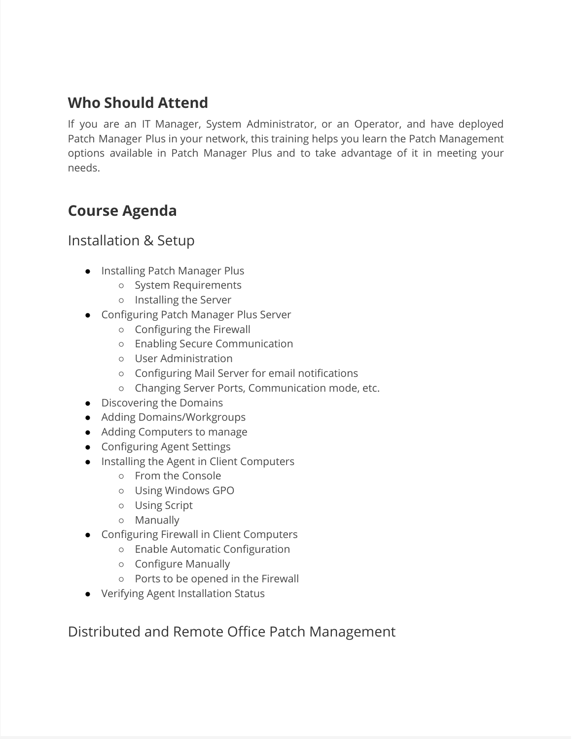## Who Should Attend

If you are an IT Manager, System Administrator, or an Operator, and have deployed Patch Manager Plus in your network, this training helps you learn the Patch Management options available in Patch Manager Plus and to take advantage of it in meeting your needs.

## Course Agenda

### Installation & Setup

- Installing Patch Manager Plus
  - System Requirements
  - Installing the Server
- Configuring Patch Manager Plus Server
  - Configuring the Firewall
  - Enabling Secure Communication
  - User Administration
  - Configuring Mail Server for email notifications
  - Changing Server Ports, Communication mode, etc.
- Discovering the Domains
- Adding Domains/Workgroups
- Adding Computers to manage
- Configuring Agent Settings
- Installing the Agent in Client Computers
  - From the Console
  - Using Windows GPO
  - Using Script
  - Manually
- Configuring Firewall in Client Computers
  - Enable Automatic Configuration
  - Configure Manually
  - Ports to be opened in the Firewall
- Verifying Agent Installation Status

### Distributed and Remote Office Patch Management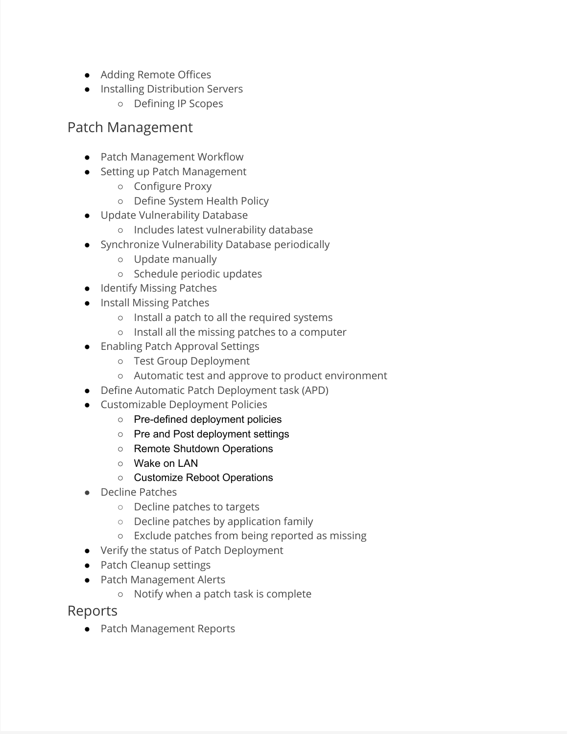- Adding Remote Offices
- Installing Distribution Servers
  - Defining IP Scopes

## Patch Management

- Patch Management Workflow
- Setting up Patch Management
  - Configure Proxy
  - Define System Health Policy
- Update Vulnerability Database
  - Includes latest vulnerability database
- Synchronize Vulnerability Database periodically
  - Update manually
  - Schedule periodic updates
- Identify Missing Patches
- Install Missing Patches
  - Install a patch to all the required systems
  - Install all the missing patches to a computer
- Enabling Patch Approval Settings
  - Test Group Deployment
  - Automatic test and approve to product environment
- Define Automatic Patch Deployment task (APD)
- Customizable Deployment Policies
  - Pre-defined deployment policies
  - Pre and Post deployment settings
  - Remote Shutdown Operations
  - Wake on LAN
  - Customize Reboot Operations
- Decline Patches
  - Decline patches to targets
  - Decline patches by application family
  - Exclude patches from being reported as missing
- Verify the status of Patch Deployment
- Patch Cleanup settings
- Patch Management Alerts
  - Notify when a patch task is complete

## Reports

- Patch Management Reports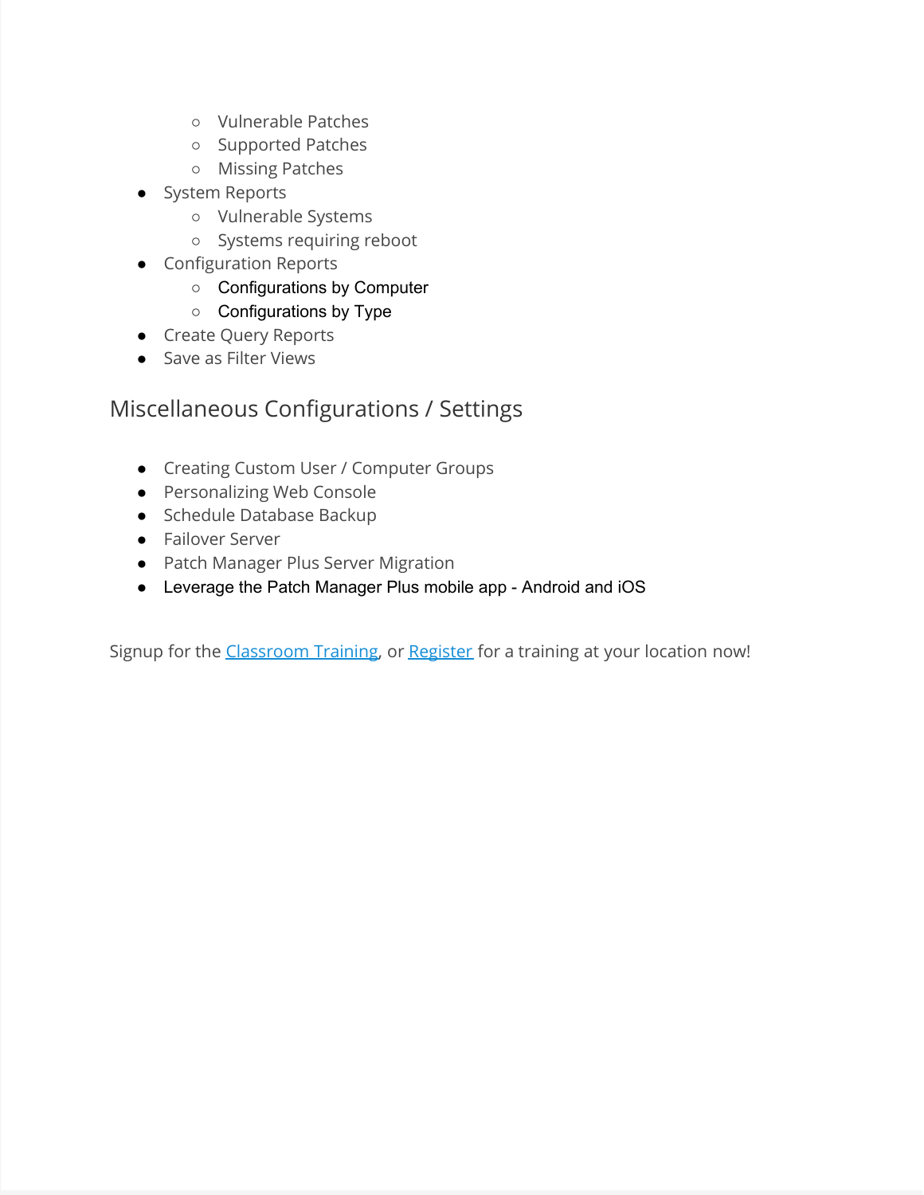- Vulnerable Patches
    - Supported Patches
    - Missing Patches
- System Reports
    - Vulnerable Systems
    - Systems requiring reboot
- Configuration Reports
    - Configurations by Computer
    - Configurations by Type
- Create Query Reports
- Save as Filter Views

## Miscellaneous Configurations / Settings

- Creating Custom User / Computer Groups
- Personalizing Web Console
- Schedule Database Backup
- Failover Server
- Patch Manager Plus Server Migration
- Leverage the Patch Manager Plus mobile app - Android and iOS

Signup for the Classroom Training, or Register for a training at your location now!